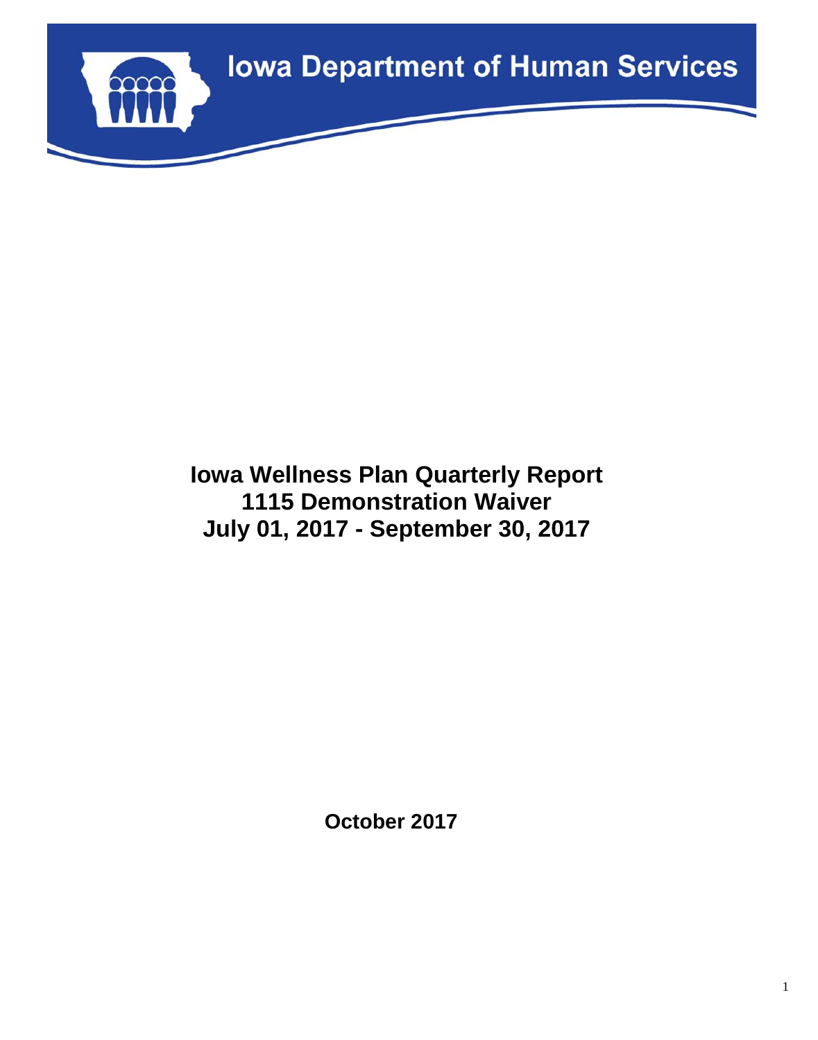Iowa Department of Human Services

# Iowa Wellness Plan Quarterly Report
# 1115 Demonstration Waiver
# July 01, 2017 - September 30, 2017

**October 2017**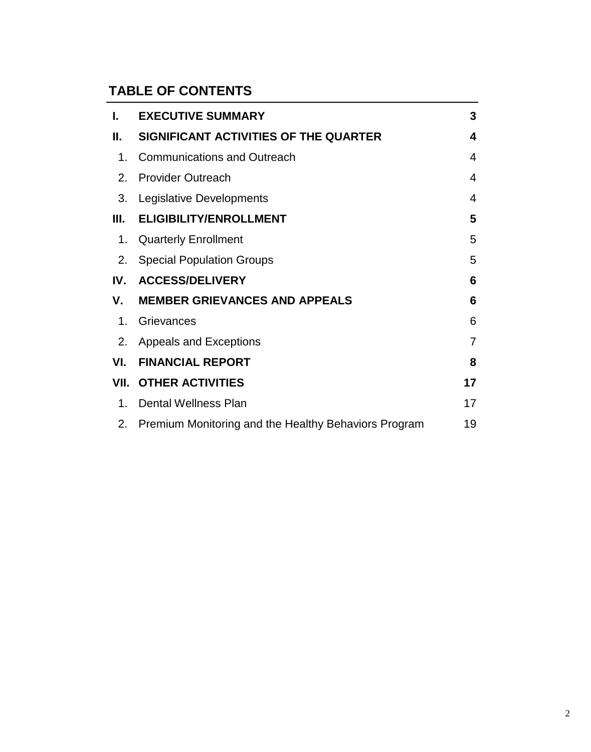## TABLE OF CONTENTS

| | | |
|---|---|---|
| **I.** | **EXECUTIVE SUMMARY** | **3** |
| **II.** | **SIGNIFICANT ACTIVITIES OF THE QUARTER** | **4** |
| 1. | Communications and Outreach | 4 |
| 2. | Provider Outreach | 4 |
| 3. | Legislative Developments | 4 |
| **III.** | **ELIGIBILITY/ENROLLMENT** | **5** |
| 1. | Quarterly Enrollment | 5 |
| 2. | Special Population Groups | 5 |
| **IV.** | **ACCESS/DELIVERY** | **6** |
| **V.** | **MEMBER GRIEVANCES AND APPEALS** | **6** |
| 1. | Grievances | 6 |
| 2. | Appeals and Exceptions | 7 |
| **VI.** | **FINANCIAL REPORT** | **8** |
| **VII.** | **OTHER ACTIVITIES** | **17** |
| 1. | Dental Wellness Plan | 17 |
| 2. | Premium Monitoring and the Healthy Behaviors Program | 19 |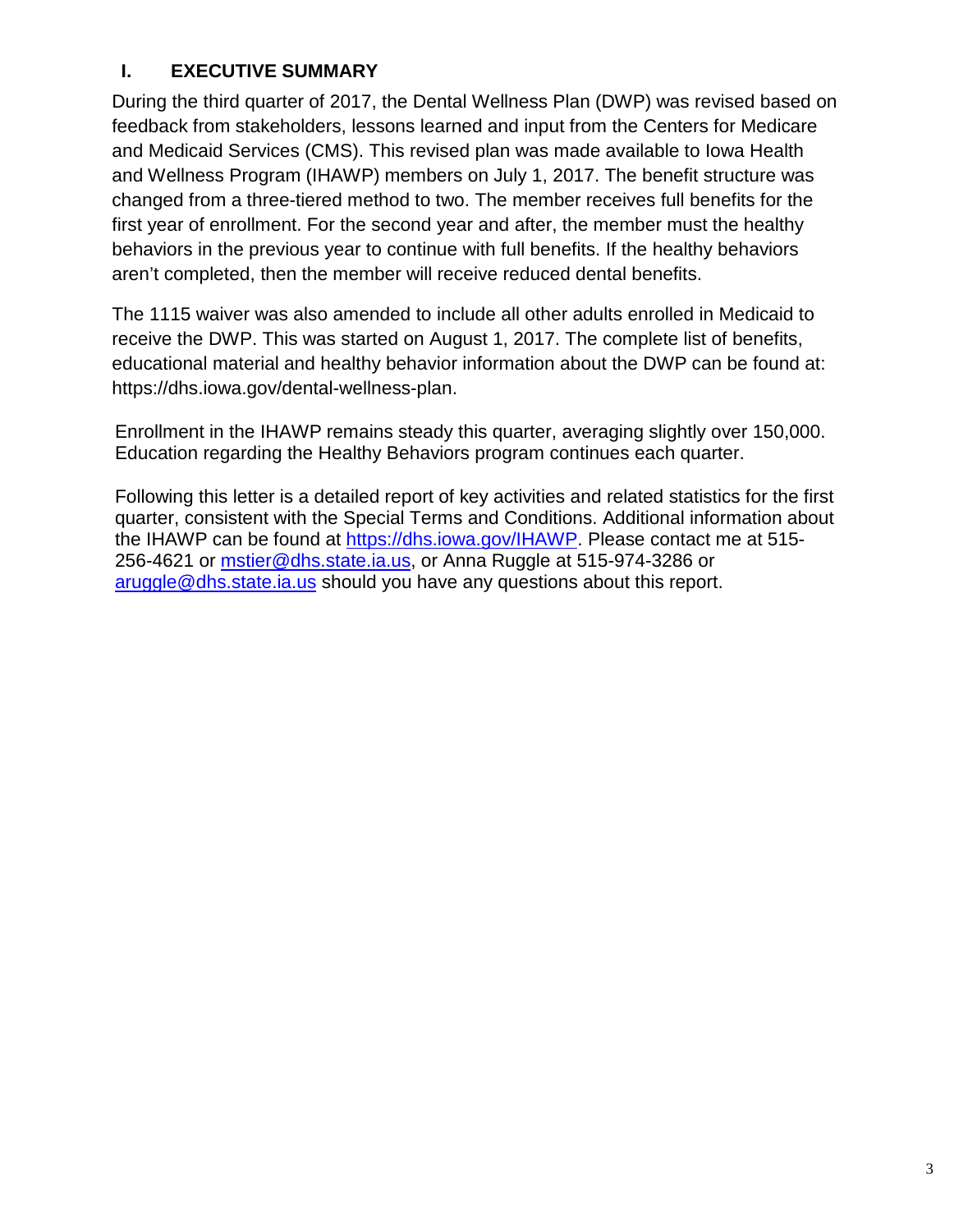## I. EXECUTIVE SUMMARY

During the third quarter of 2017, the Dental Wellness Plan (DWP) was revised based on feedback from stakeholders, lessons learned and input from the Centers for Medicare and Medicaid Services (CMS). This revised plan was made available to Iowa Health and Wellness Program (IHAWP) members on July 1, 2017. The benefit structure was changed from a three-tiered method to two. The member receives full benefits for the first year of enrollment. For the second year and after, the member must the healthy behaviors in the previous year to continue with full benefits. If the healthy behaviors aren't completed, then the member will receive reduced dental benefits.

The 1115 waiver was also amended to include all other adults enrolled in Medicaid to receive the DWP. This was started on August 1, 2017. The complete list of benefits, educational material and healthy behavior information about the DWP can be found at: https://dhs.iowa.gov/dental-wellness-plan.

Enrollment in the IHAWP remains steady this quarter, averaging slightly over 150,000. Education regarding the Healthy Behaviors program continues each quarter.

Following this letter is a detailed report of key activities and related statistics for the first quarter, consistent with the Special Terms and Conditions. Additional information about the IHAWP can be found at https://dhs.iowa.gov/IHAWP. Please contact me at 515-256-4621 or mstier@dhs.state.ia.us, or Anna Ruggle at 515-974-3286 or aruggle@dhs.state.ia.us should you have any questions about this report.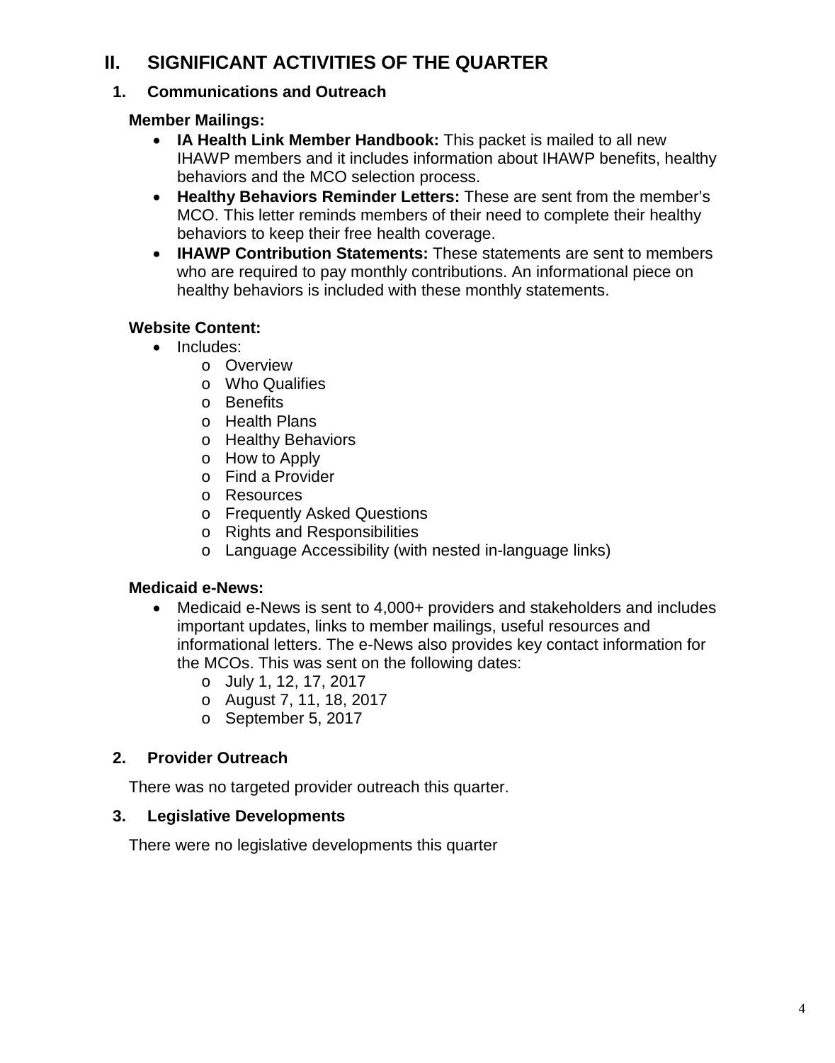# II. SIGNIFICANT ACTIVITIES OF THE QUARTER

## 1. Communications and Outreach

**Member Mailings:**

- **IA Health Link Member Handbook:** This packet is mailed to all new IHAWP members and it includes information about IHAWP benefits, healthy behaviors and the MCO selection process.
- **Healthy Behaviors Reminder Letters:** These are sent from the member's MCO. This letter reminds members of their need to complete their healthy behaviors to keep their free health coverage.
- **IHAWP Contribution Statements:** These statements are sent to members who are required to pay monthly contributions. An informational piece on healthy behaviors is included with these monthly statements.

**Website Content:**

- Includes:
  - Overview
  - Who Qualifies
  - Benefits
  - Health Plans
  - Healthy Behaviors
  - How to Apply
  - Find a Provider
  - Resources
  - Frequently Asked Questions
  - Rights and Responsibilities
  - Language Accessibility (with nested in-language links)

**Medicaid e-News:**

- Medicaid e-News is sent to 4,000+ providers and stakeholders and includes important updates, links to member mailings, useful resources and informational letters. The e-News also provides key contact information for the MCOs. This was sent on the following dates:
  - July 1, 12, 17, 2017
  - August 7, 11, 18, 2017
  - September 5, 2017

## 2. Provider Outreach

There was no targeted provider outreach this quarter.

## 3. Legislative Developments

There were no legislative developments this quarter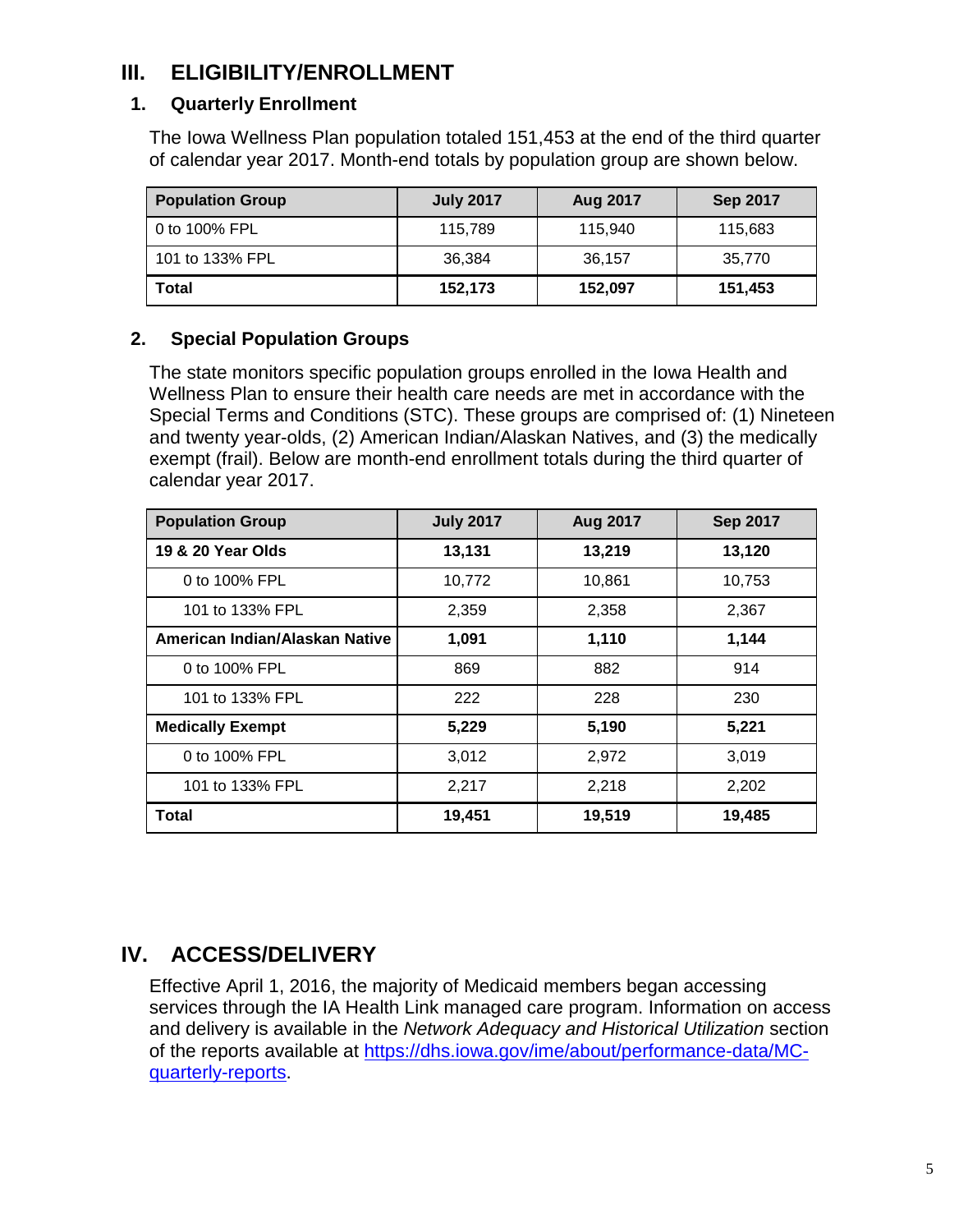# III. ELIGIBILITY/ENROLLMENT

## 1. Quarterly Enrollment

The Iowa Wellness Plan population totaled 151,453 at the end of the third quarter of calendar year 2017. Month-end totals by population group are shown below.

| Population Group | July 2017 | Aug 2017 | Sep 2017 |
|---|---|---|---|
| 0 to 100% FPL | 115,789 | 115,940 | 115,683 |
| 101 to 133% FPL | 36,384 | 36,157 | 35,770 |
| **Total** | **152,173** | **152,097** | **151,453** |

## 2. Special Population Groups

The state monitors specific population groups enrolled in the Iowa Health and Wellness Plan to ensure their health care needs are met in accordance with the Special Terms and Conditions (STC). These groups are comprised of: (1) Nineteen and twenty year-olds, (2) American Indian/Alaskan Natives, and (3) the medically exempt (frail). Below are month-end enrollment totals during the third quarter of calendar year 2017.

| Population Group | July 2017 | Aug 2017 | Sep 2017 |
|---|---|---|---|
| **19 & 20 Year Olds** | **13,131** | **13,219** | **13,120** |
| 0 to 100% FPL | 10,772 | 10,861 | 10,753 |
| 101 to 133% FPL | 2,359 | 2,358 | 2,367 |
| **American Indian/Alaskan Native** | **1,091** | **1,110** | **1,144** |
| 0 to 100% FPL | 869 | 882 | 914 |
| 101 to 133% FPL | 222 | 228 | 230 |
| **Medically Exempt** | **5,229** | **5,190** | **5,221** |
| 0 to 100% FPL | 3,012 | 2,972 | 3,019 |
| 101 to 133% FPL | 2,217 | 2,218 | 2,202 |
| **Total** | **19,451** | **19,519** | **19,485** |

# IV. ACCESS/DELIVERY

Effective April 1, 2016, the majority of Medicaid members began accessing services through the IA Health Link managed care program. Information on access and delivery is available in the *Network Adequacy and Historical Utilization* section of the reports available at [https://dhs.iowa.gov/ime/about/performance-data/MC-quarterly-reports](https://dhs.iowa.gov/ime/about/performance-data/MC-quarterly-reports).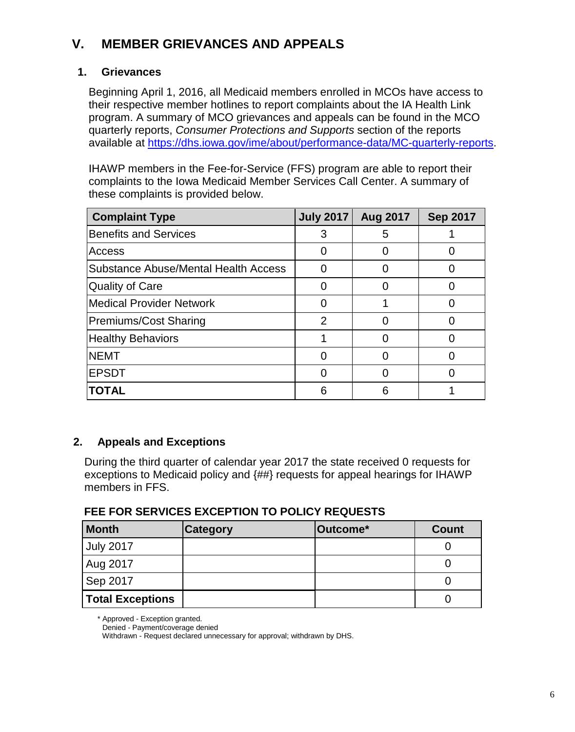# V. MEMBER GRIEVANCES AND APPEALS

## 1. Grievances

Beginning April 1, 2016, all Medicaid members enrolled in MCOs have access to their respective member hotlines to report complaints about the IA Health Link program. A summary of MCO grievances and appeals can be found in the MCO quarterly reports, *Consumer Protections and Supports* section of the reports available at https://dhs.iowa.gov/ime/about/performance-data/MC-quarterly-reports.

IHAWP members in the Fee-for-Service (FFS) program are able to report their complaints to the Iowa Medicaid Member Services Call Center. A summary of these complaints is provided below.

| Complaint Type | July 2017 | Aug 2017 | Sep 2017 |
|---|---|---|---|
| Benefits and Services | 3 | 5 | 1 |
| Access | 0 | 0 | 0 |
| Substance Abuse/Mental Health Access | 0 | 0 | 0 |
| Quality of Care | 0 | 0 | 0 |
| Medical Provider Network | 0 | 1 | 0 |
| Premiums/Cost Sharing | 2 | 0 | 0 |
| Healthy Behaviors | 1 | 0 | 0 |
| NEMT | 0 | 0 | 0 |
| EPSDT | 0 | 0 | 0 |
| **TOTAL** | 6 | 6 | 1 |

## 2. Appeals and Exceptions

During the third quarter of calendar year 2017 the state received 0 requests for exceptions to Medicaid policy and {##} requests for appeal hearings for IHAWP members in FFS.

**FEE FOR SERVICES EXCEPTION TO POLICY REQUESTS**

| Month | Category | Outcome* | Count |
|---|---|---|---|
| July 2017 | | | 0 |
| Aug 2017 | | | 0 |
| Sep 2017 | | | 0 |
| **Total Exceptions** | | | 0 |

\* Approved - Exception granted.
Denied - Payment/coverage denied
Withdrawn - Request declared unnecessary for approval; withdrawn by DHS.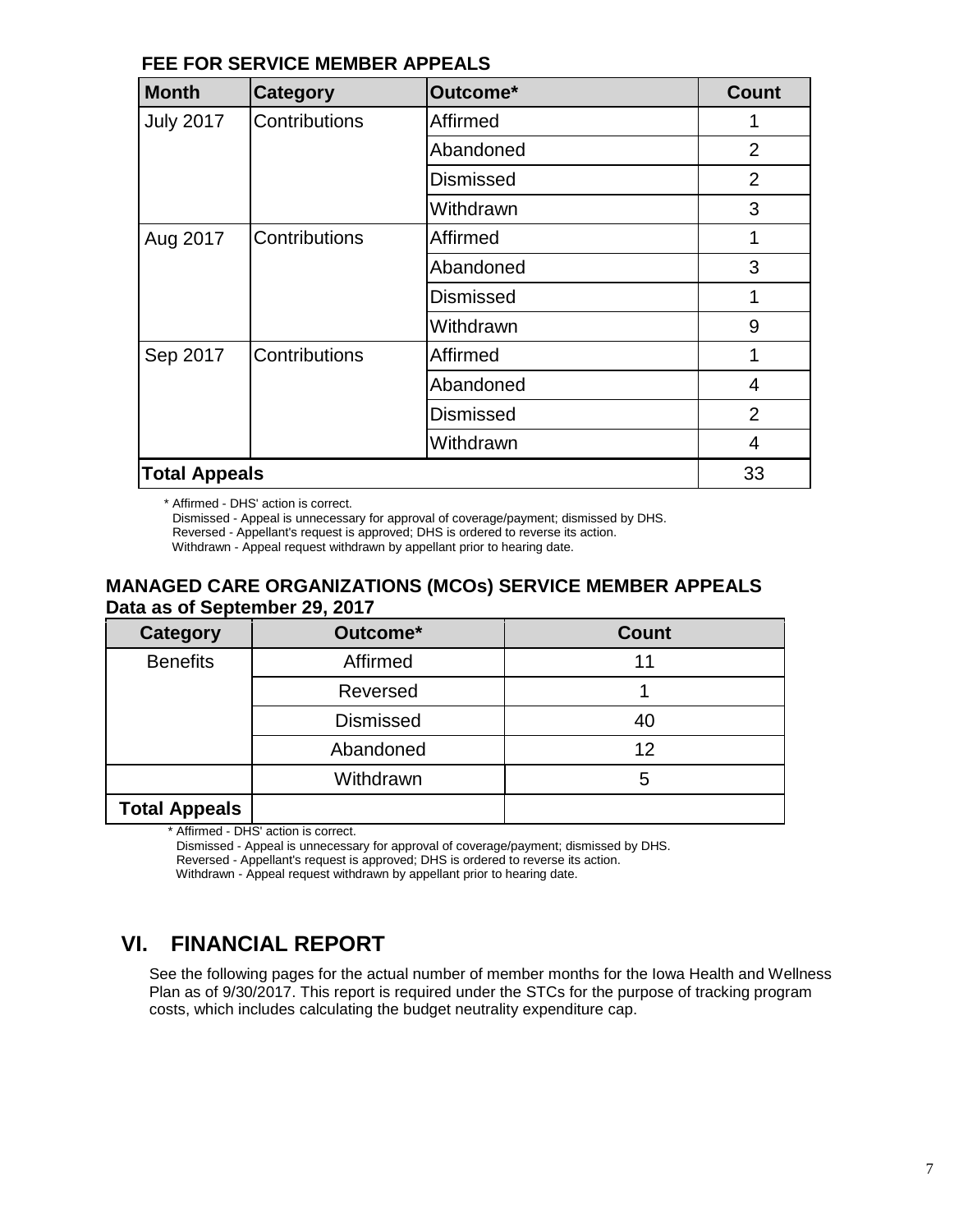**FEE FOR SERVICE MEMBER APPEALS**

| Month | Category | Outcome* | Count |
|---|---|---|---|
| July 2017 | Contributions | Affirmed | 1 |
| | | Abandoned | 2 |
| | | Dismissed | 2 |
| | | Withdrawn | 3 |
| Aug 2017 | Contributions | Affirmed | 1 |
| | | Abandoned | 3 |
| | | Dismissed | 1 |
| | | Withdrawn | 9 |
| Sep 2017 | Contributions | Affirmed | 1 |
| | | Abandoned | 4 |
| | | Dismissed | 2 |
| | | Withdrawn | 4 |
| **Total Appeals** | | | 33 |

\* Affirmed - DHS' action is correct.
Dismissed - Appeal is unnecessary for approval of coverage/payment; dismissed by DHS.
Reversed - Appellant's request is approved; DHS is ordered to reverse its action.
Withdrawn - Appeal request withdrawn by appellant prior to hearing date.

**MANAGED CARE ORGANIZATIONS (MCOs) SERVICE MEMBER APPEALS**
**Data as of September 29, 2017**

| Category | Outcome* | Count |
|---|---|---|
| Benefits | Affirmed | 11 |
| | Reversed | 1 |
| | Dismissed | 40 |
| | Abandoned | 12 |
| | Withdrawn | 5 |
| **Total Appeals** | | |

\* Affirmed - DHS' action is correct.
Dismissed - Appeal is unnecessary for approval of coverage/payment; dismissed by DHS.
Reversed - Appellant's request is approved; DHS is ordered to reverse its action.
Withdrawn - Appeal request withdrawn by appellant prior to hearing date.

## VI. FINANCIAL REPORT

See the following pages for the actual number of member months for the Iowa Health and Wellness Plan as of 9/30/2017. This report is required under the STCs for the purpose of tracking program costs, which includes calculating the budget neutrality expenditure cap.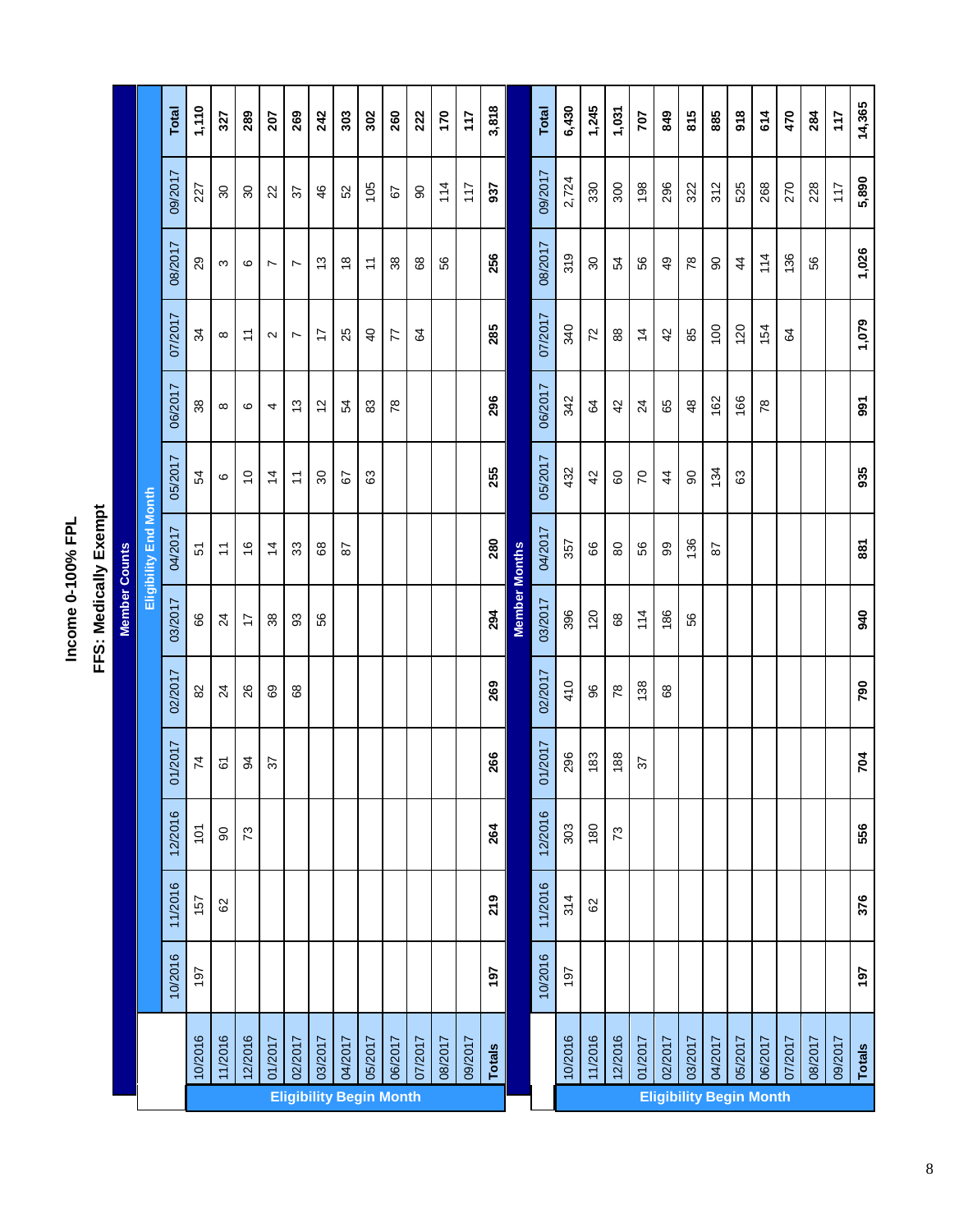# Income 0-100% FPL

## FFS: Medically Exempt

### Member Counts

| Eligibility Begin Month | Eligibility End Month | | | | | | | | | | | | |
|---|---|---|---|---|---|---|---|---|---|---|---|---|---|
| | 10/2016 | 11/2016 | 12/2016 | 01/2017 | 02/2017 | 03/2017 | 04/2017 | 05/2017 | 06/2017 | 07/2017 | 08/2017 | 09/2017 | Total |
| 10/2016 | 197 | 157 | 101 | 74 | 82 | 66 | 51 | 54 | 38 | 34 | 29 | 227 | **1,110** |
| 11/2016 | | 62 | 90 | 61 | 24 | 24 | 11 | 6 | 8 | 8 | 3 | 30 | **327** |
| 12/2016 | | | 73 | 94 | 26 | 17 | 16 | 10 | 6 | 11 | 6 | 30 | **289** |
| 01/2017 | | | | 37 | 69 | 38 | 14 | 14 | 4 | 2 | 7 | 22 | **207** |
| 02/2017 | | | | | 68 | 93 | 33 | 11 | 13 | 7 | 7 | 37 | **269** |
| 03/2017 | | | | | | 56 | 68 | 30 | 12 | 17 | 13 | 46 | **242** |
| 04/2017 | | | | | | | 87 | 67 | 54 | 25 | 18 | 52 | **303** |
| 05/2017 | | | | | | | | 63 | 83 | 40 | 11 | 105 | **302** |
| 06/2017 | | | | | | | | | 78 | 77 | 38 | 67 | **260** |
| 07/2017 | | | | | | | | | | 64 | 68 | 90 | **222** |
| 08/2017 | | | | | | | | | | | 56 | 114 | **170** |
| 09/2017 | | | | | | | | | | | | 117 | **117** |
| **Totals** | **197** | **219** | **264** | **266** | **269** | **294** | **280** | **255** | **296** | **285** | **256** | **937** | **3,818** |

### Member Months

| Eligibility Begin Month | 10/2016 | 11/2016 | 12/2016 | 01/2017 | 02/2017 | 03/2017 | 04/2017 | 05/2017 | 06/2017 | 07/2017 | 08/2017 | 09/2017 | Total |
|---|---|---|---|---|---|---|---|---|---|---|---|---|---|
| 10/2016 | 197 | 314 | 303 | 296 | 410 | 396 | 357 | 432 | 342 | 340 | 319 | 2,724 | **6,430** |
| 11/2016 | | 62 | 180 | 183 | 96 | 120 | 66 | 42 | 64 | 72 | 30 | 330 | **1,245** |
| 12/2016 | | | 73 | 188 | 78 | 68 | 80 | 60 | 42 | 88 | 54 | 300 | **1,031** |
| 01/2017 | | | | 37 | 138 | 114 | 56 | 70 | 24 | 14 | 56 | 198 | **707** |
| 02/2017 | | | | | 68 | 186 | 99 | 44 | 65 | 42 | 49 | 296 | **849** |
| 03/2017 | | | | | | 56 | 136 | 90 | 48 | 85 | 78 | 322 | **815** |
| 04/2017 | | | | | | | 87 | 134 | 162 | 100 | 90 | 312 | **885** |
| 05/2017 | | | | | | | | 63 | 166 | 120 | 44 | 525 | **918** |
| 06/2017 | | | | | | | | | 78 | 154 | 114 | 268 | **614** |
| 07/2017 | | | | | | | | | | 64 | 136 | 270 | **470** |
| 08/2017 | | | | | | | | | | | 56 | 228 | **284** |
| 09/2017 | | | | | | | | | | | | 117 | **117** |
| **Totals** | **197** | **376** | **556** | **704** | **790** | **940** | **881** | **935** | **991** | **1,079** | **1,026** | **5,890** | **14,365** |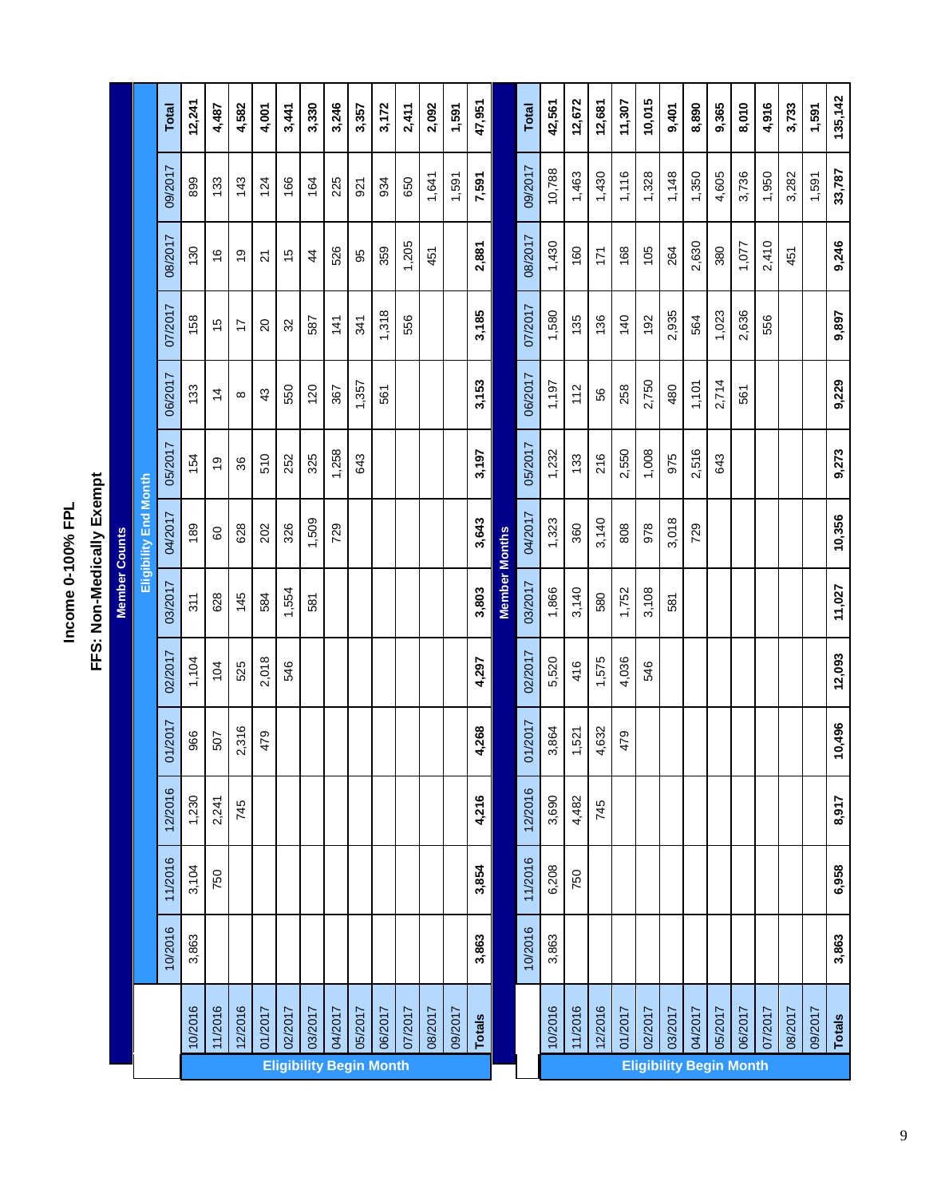# Income 0-100% FPL

## FFS: Non-Medically Exempt

**Member Counts**

| Eligibility Begin Month | Eligibility End Month | | | | | | | | | | | | |
|---|---|---|---|---|---|---|---|---|---|---|---|---|---|
| | 10/2016 | 11/2016 | 12/2016 | 01/2017 | 02/2017 | 03/2017 | 04/2017 | 05/2017 | 06/2017 | 07/2017 | 08/2017 | 09/2017 | Total |
| 10/2016 | 3,863 | 3,104 | 1,230 | 966 | 1,104 | 311 | 189 | 154 | 133 | 158 | 130 | 899 | 12,241 |
| 11/2016 | | 750 | 2,241 | 507 | 104 | 628 | 60 | 19 | 14 | 15 | 16 | 133 | 4,487 |
| 12/2016 | | | 745 | 2,316 | 525 | 145 | 628 | 36 | 8 | 17 | 19 | 143 | 4,582 |
| 01/2017 | | | | 479 | 2,018 | 584 | 202 | 510 | 43 | 20 | 21 | 124 | 4,001 |
| 02/2017 | | | | | 546 | 1,554 | 326 | 252 | 550 | 32 | 15 | 166 | 3,441 |
| 03/2017 | | | | | | 581 | 1,509 | 325 | 120 | 587 | 44 | 164 | 3,330 |
| 04/2017 | | | | | | | 729 | 1,258 | 367 | 141 | 526 | 225 | 3,246 |
| 05/2017 | | | | | | | | 643 | 1,357 | 341 | 95 | 921 | 3,357 |
| 06/2017 | | | | | | | | | 561 | 1,318 | 359 | 934 | 3,172 |
| 07/2017 | | | | | | | | | | 556 | 1,205 | 650 | 2,411 |
| 08/2017 | | | | | | | | | | | 451 | 1,641 | 2,092 |
| 09/2017 | | | | | | | | | | | | 1,591 | 1,591 |
| **Totals** | **3,863** | **3,854** | **4,216** | **4,268** | **4,297** | **3,803** | **3,643** | **3,197** | **3,153** | **3,185** | **2,881** | **7,591** | **47,951** |

**Member Months**

| Eligibility Begin Month | Eligibility End Month | | | | | | | | | | | | |
|---|---|---|---|---|---|---|---|---|---|---|---|---|---|
| | 10/2016 | 11/2016 | 12/2016 | 01/2017 | 02/2017 | 03/2017 | 04/2017 | 05/2017 | 06/2017 | 07/2017 | 08/2017 | 09/2017 | Total |
| 10/2016 | 3,863 | 6,208 | 3,690 | 3,864 | 5,520 | 1,866 | 1,323 | 1,232 | 1,197 | 1,580 | 1,430 | 10,788 | 42,561 |
| 11/2016 | | 750 | 4,482 | 1,521 | 416 | 3,140 | 360 | 133 | 112 | 135 | 160 | 1,463 | 12,672 |
| 12/2016 | | | 745 | 4,632 | 1,575 | 580 | 3,140 | 216 | 56 | 136 | 171 | 1,430 | 12,681 |
| 01/2017 | | | | 479 | 4,036 | 1,752 | 808 | 2,550 | 258 | 140 | 168 | 1,116 | 11,307 |
| 02/2017 | | | | | 546 | 3,108 | 978 | 1,008 | 2,750 | 192 | 105 | 1,328 | 10,015 |
| 03/2017 | | | | | | 581 | 3,018 | 975 | 480 | 2,935 | 264 | 1,148 | 9,401 |
| 04/2017 | | | | | | | 729 | 2,516 | 1,101 | 564 | 2,630 | 1,350 | 8,890 |
| 05/2017 | | | | | | | | 643 | 2,714 | 1,023 | 380 | 4,605 | 9,365 |
| 06/2017 | | | | | | | | | 561 | 2,636 | 1,077 | 3,736 | 8,010 |
| 07/2017 | | | | | | | | | | 556 | 2,410 | 1,950 | 4,916 |
| 08/2017 | | | | | | | | | | | 451 | 3,282 | 3,733 |
| 09/2017 | | | | | | | | | | | | 1,591 | 1,591 |
| **Totals** | **3,863** | **6,958** | **8,917** | **10,496** | **12,093** | **11,027** | **10,356** | **9,273** | **9,229** | **9,897** | **9,246** | **33,787** | **135,142** |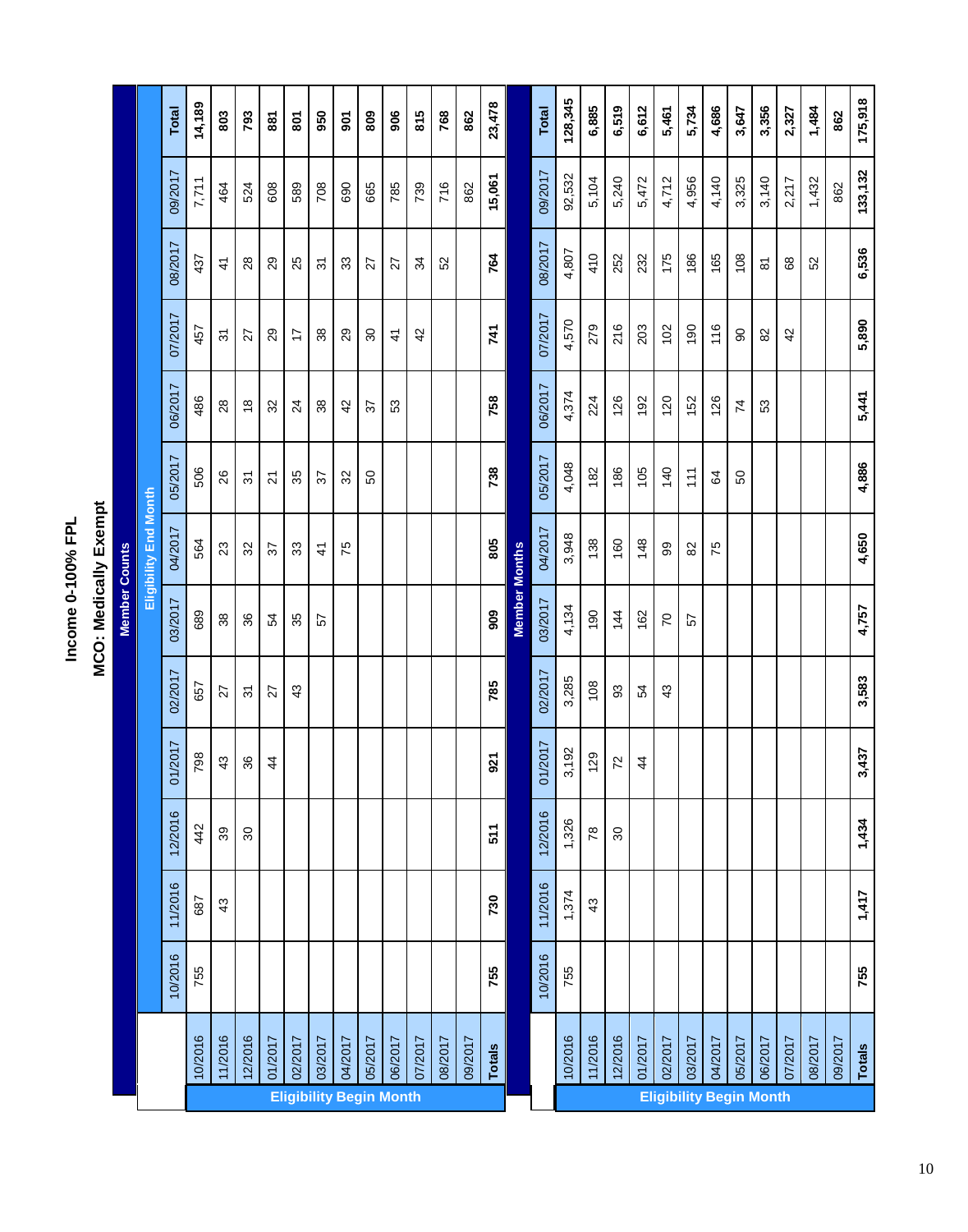# Income 0-100% FPL

## MCO: Medically Exempt

### Member Counts

| Eligibility Begin Month | Eligibility End Month | | | | | | | | | | | | |
|---|---|---|---|---|---|---|---|---|---|---|---|---|---|
| | 10/2016 | 11/2016 | 12/2016 | 01/2017 | 02/2017 | 03/2017 | 04/2017 | 05/2017 | 06/2017 | 07/2017 | 08/2017 | 09/2017 | Total |
| 10/2016 | 755 | 687 | 442 | 798 | 657 | 689 | 564 | 506 | 486 | 457 | 437 | 7,711 | 14,189 |
| 11/2016 | | 43 | 39 | 43 | 27 | 38 | 23 | 26 | 28 | 31 | 41 | 464 | 803 |
| 12/2016 | | | 30 | 36 | 31 | 36 | 32 | 31 | 18 | 27 | 28 | 524 | 793 |
| 01/2017 | | | | 44 | 27 | 54 | 37 | 21 | 32 | 29 | 29 | 608 | 881 |
| 02/2017 | | | | | 43 | 35 | 33 | 35 | 24 | 17 | 25 | 589 | 801 |
| 03/2017 | | | | | | 57 | 41 | 37 | 38 | 38 | 31 | 708 | 950 |
| 04/2017 | | | | | | | 75 | 32 | 42 | 29 | 33 | 690 | 901 |
| 05/2017 | | | | | | | | 50 | 37 | 30 | 27 | 665 | 809 |
| 06/2017 | | | | | | | | | 53 | 41 | 27 | 785 | 906 |
| 07/2017 | | | | | | | | | | 42 | 34 | 739 | 815 |
| 08/2017 | | | | | | | | | | | 52 | 716 | 768 |
| 09/2017 | | | | | | | | | | | | 862 | 862 |
| **Totals** | **755** | **730** | **511** | **921** | **785** | **909** | **805** | **738** | **758** | **741** | **764** | **15,061** | **23,478** |

### Member Months

| Eligibility Begin Month | Eligibility End Month | | | | | | | | | | | | |
|---|---|---|---|---|---|---|---|---|---|---|---|---|---|
| | 10/2016 | 11/2016 | 12/2016 | 01/2017 | 02/2017 | 03/2017 | 04/2017 | 05/2017 | 06/2017 | 07/2017 | 08/2017 | 09/2017 | Total |
| 10/2016 | 755 | 1,374 | 1,326 | 3,192 | 3,285 | 4,134 | 3,948 | 4,048 | 4,374 | 4,570 | 4,807 | 92,532 | 128,345 |
| 11/2016 | | 43 | 78 | 129 | 108 | 190 | 138 | 182 | 224 | 279 | 410 | 5,104 | 6,885 |
| 12/2016 | | | 30 | 72 | 93 | 144 | 160 | 186 | 126 | 216 | 252 | 5,240 | 6,519 |
| 01/2017 | | | | 44 | 54 | 162 | 148 | 105 | 192 | 203 | 232 | 5,472 | 6,612 |
| 02/2017 | | | | | 43 | 70 | 99 | 140 | 120 | 102 | 175 | 4,712 | 5,461 |
| 03/2017 | | | | | | 57 | 82 | 111 | 152 | 190 | 186 | 4,956 | 5,734 |
| 04/2017 | | | | | | | 75 | 64 | 126 | 116 | 165 | 4,140 | 4,686 |
| 05/2017 | | | | | | | | 50 | 74 | 90 | 108 | 3,325 | 3,647 |
| 06/2017 | | | | | | | | | 53 | 82 | 81 | 3,140 | 3,356 |
| 07/2017 | | | | | | | | | | 42 | 68 | 2,217 | 2,327 |
| 08/2017 | | | | | | | | | | | 52 | 1,432 | 1,484 |
| 09/2017 | | | | | | | | | | | | 862 | 862 |
| **Totals** | **755** | **1,417** | **1,434** | **3,437** | **3,583** | **4,757** | **4,650** | **4,886** | **5,441** | **5,890** | **6,536** | **133,132** | **175,918** |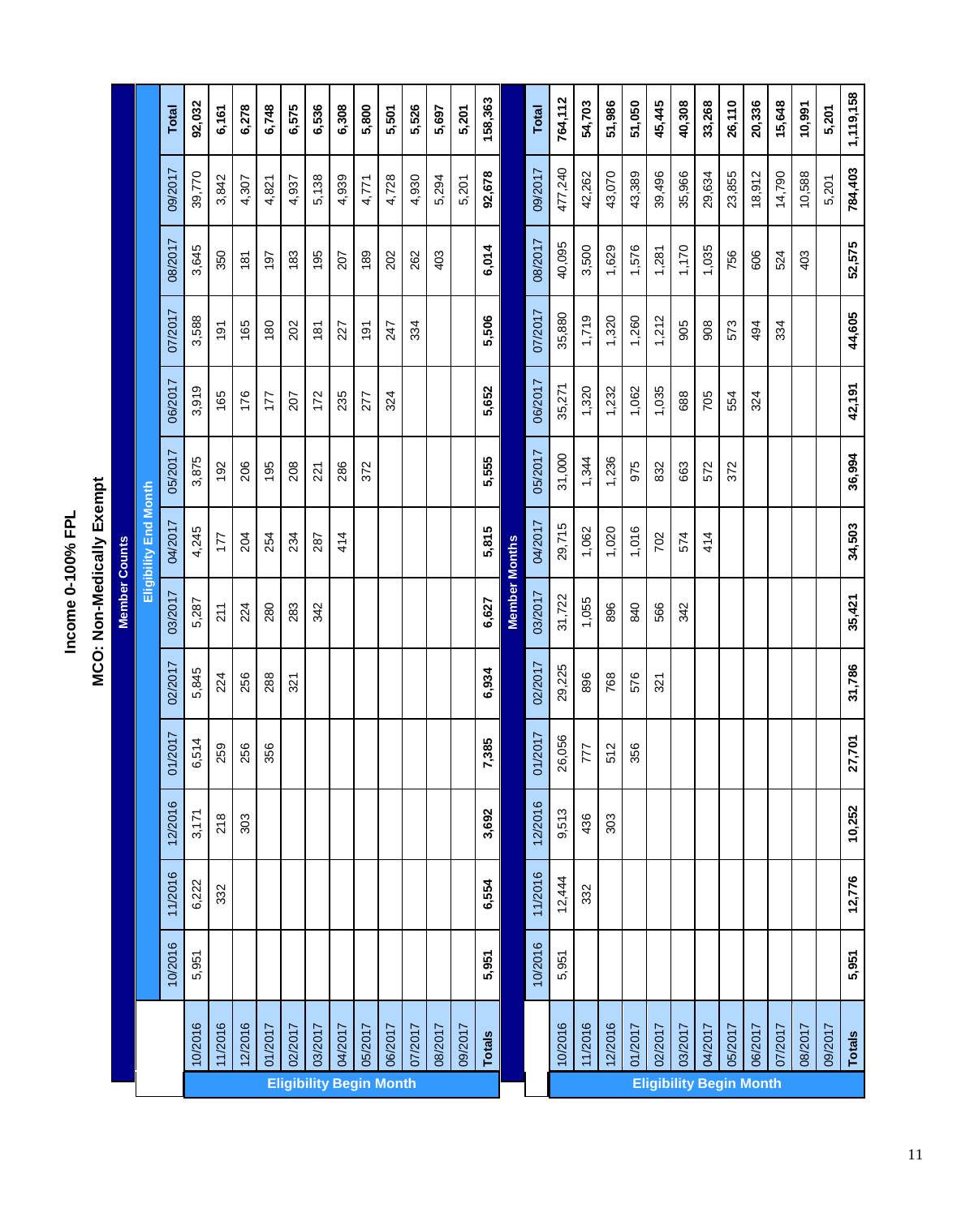# Income 0-100% FPL

## MCO: Non-Medically Exempt

### Member Counts

| Eligibility Begin Month | Eligibility End Month | | | | | | | | | | | | |
|---|---|---|---|---|---|---|---|---|---|---|---|---|---|
| | 10/2016 | 11/2016 | 12/2016 | 01/2017 | 02/2017 | 03/2017 | 04/2017 | 05/2017 | 06/2017 | 07/2017 | 08/2017 | 09/2017 | Total |
| 10/2016 | 5,951 | 6,222 | 3,171 | 6,514 | 5,845 | 5,287 | 4,245 | 3,875 | 3,919 | 3,588 | 3,645 | 39,770 | **92,032** |
| 11/2016 | | 332 | 218 | 259 | 224 | 211 | 177 | 192 | 165 | 191 | 350 | 3,842 | **6,161** |
| 12/2016 | | | 303 | 256 | 256 | 224 | 204 | 206 | 176 | 165 | 181 | 4,307 | **6,278** |
| 01/2017 | | | | 356 | 288 | 280 | 254 | 195 | 177 | 180 | 197 | 4,821 | **6,748** |
| 02/2017 | | | | | 321 | 283 | 234 | 208 | 207 | 202 | 183 | 4,937 | **6,575** |
| 03/2017 | | | | | | 342 | 287 | 221 | 172 | 181 | 195 | 5,138 | **6,536** |
| 04/2017 | | | | | | | 414 | 286 | 235 | 227 | 207 | 4,939 | **6,308** |
| 05/2017 | | | | | | | | 372 | 277 | 191 | 189 | 4,771 | **5,800** |
| 06/2017 | | | | | | | | | 324 | 247 | 202 | 4,728 | **5,501** |
| 07/2017 | | | | | | | | | | 334 | 262 | 4,930 | **5,526** |
| 08/2017 | | | | | | | | | | | 403 | 5,294 | **5,697** |
| 09/2017 | | | | | | | | | | | | 5,201 | **5,201** |
| **Totals** | **5,951** | **6,554** | **3,692** | **7,385** | **6,934** | **6,627** | **5,815** | **5,555** | **5,652** | **5,506** | **6,014** | **92,678** | **158,363** |

### Member Months

| Eligibility Begin Month | 10/2016 | 11/2016 | 12/2016 | 01/2017 | 02/2017 | 03/2017 | 04/2017 | 05/2017 | 06/2017 | 07/2017 | 08/2017 | 09/2017 | Total |
|---|---|---|---|---|---|---|---|---|---|---|---|---|---|
| 10/2016 | 5,951 | 12,444 | 9,513 | 26,056 | 29,225 | 31,722 | 29,715 | 31,000 | 35,271 | 35,880 | 40,095 | 477,240 | **764,112** |
| 11/2016 | | 332 | 436 | 777 | 896 | 1,055 | 1,062 | 1,344 | 1,320 | 1,719 | 3,500 | 42,262 | **54,703** |
| 12/2016 | | | 303 | 512 | 768 | 896 | 1,020 | 1,236 | 1,232 | 1,320 | 1,629 | 43,070 | **51,986** |
| 01/2017 | | | | 356 | 576 | 840 | 1,016 | 975 | 1,062 | 1,260 | 1,576 | 43,389 | **51,050** |
| 02/2017 | | | | | 321 | 566 | 702 | 832 | 1,035 | 1,212 | 1,281 | 39,496 | **45,445** |
| 03/2017 | | | | | | 342 | 574 | 663 | 688 | 905 | 1,170 | 35,966 | **40,308** |
| 04/2017 | | | | | | | 414 | 572 | 705 | 908 | 1,035 | 29,634 | **33,268** |
| 05/2017 | | | | | | | | 372 | 554 | 573 | 756 | 23,855 | **26,110** |
| 06/2017 | | | | | | | | | 324 | 494 | 606 | 18,912 | **20,336** |
| 07/2017 | | | | | | | | | | 334 | 524 | 14,790 | **15,648** |
| 08/2017 | | | | | | | | | | | 403 | 10,588 | **10,991** |
| 09/2017 | | | | | | | | | | | | 5,201 | **5,201** |
| **Totals** | **5,951** | **12,776** | **10,252** | **27,701** | **31,786** | **35,421** | **34,503** | **36,994** | **42,191** | **44,605** | **52,575** | **784,403** | **1,119,158** |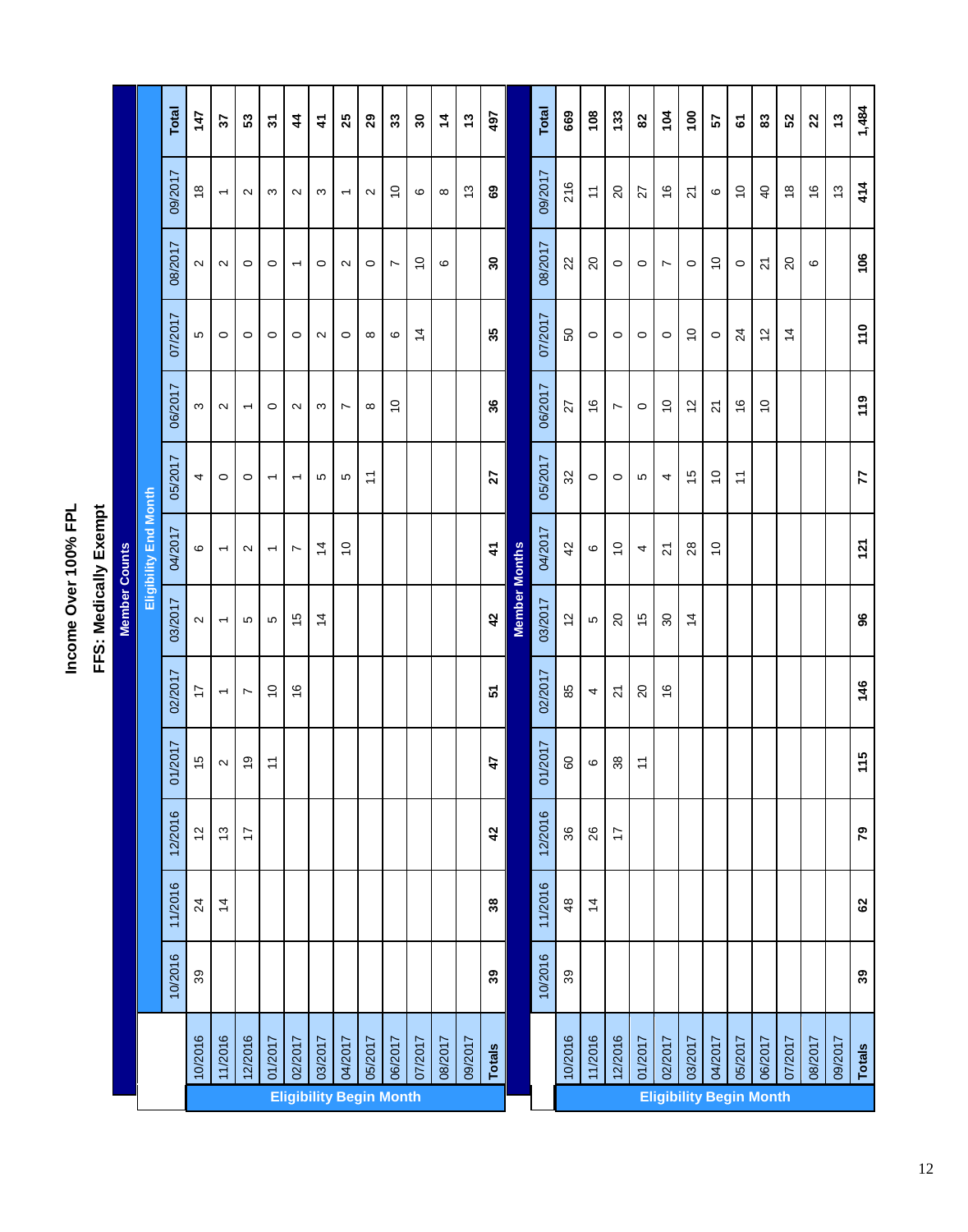# Income Over 100% FPL

## FFS: Medically Exempt

### Member Counts

| Eligibility Begin Month | Eligibility End Month | | | | | | | | | | | | |
|---|---|---|---|---|---|---|---|---|---|---|---|---|---|
| | 10/2016 | 11/2016 | 12/2016 | 01/2017 | 02/2017 | 03/2017 | 04/2017 | 05/2017 | 06/2017 | 07/2017 | 08/2017 | 09/2017 | Total |
| 10/2016 | 39 | 24 | 12 | 15 | 17 | 2 | 6 | 4 | 3 | 5 | 2 | 18 | 147 |
| 11/2016 | | 14 | 13 | 2 | 1 | 1 | 1 | 0 | 2 | 0 | 2 | 1 | 37 |
| 12/2016 | | | 17 | 19 | 7 | 5 | 2 | 0 | 1 | 0 | 0 | 2 | 53 |
| 01/2017 | | | | 11 | 10 | 5 | 1 | 1 | 0 | 0 | 0 | 3 | 31 |
| 02/2017 | | | | | 16 | 15 | 7 | 1 | 2 | 0 | 1 | 2 | 44 |
| 03/2017 | | | | | | 14 | 14 | 5 | 3 | 2 | 0 | 3 | 41 |
| 04/2017 | | | | | | | 10 | 5 | 7 | 0 | 2 | 1 | 25 |
| 05/2017 | | | | | | | | 11 | 8 | 8 | 0 | 2 | 29 |
| 06/2017 | | | | | | | | | 10 | 6 | 7 | 10 | 33 |
| 07/2017 | | | | | | | | | | 14 | 10 | 6 | 30 |
| 08/2017 | | | | | | | | | | | 6 | 8 | 14 |
| 09/2017 | | | | | | | | | | | | 13 | 13 |
| **Totals** | **39** | **38** | **42** | **47** | **51** | **42** | **41** | **27** | **36** | **35** | **30** | **69** | **497** |

### Member Months

| Eligibility Begin Month | Eligibility End Month | | | | | | | | | | | | |
|---|---|---|---|---|---|---|---|---|---|---|---|---|---|
| | 10/2016 | 11/2016 | 12/2016 | 01/2017 | 02/2017 | 03/2017 | 04/2017 | 05/2017 | 06/2017 | 07/2017 | 08/2017 | 09/2017 | Total |
| 10/2016 | 39 | 48 | 36 | 60 | 85 | 12 | 42 | 32 | 27 | 50 | 22 | 216 | 669 |
| 11/2016 | | 14 | 26 | 6 | 4 | 5 | 6 | 0 | 16 | 0 | 20 | 11 | 108 |
| 12/2016 | | | 17 | 38 | 21 | 20 | 10 | 0 | 7 | 0 | 0 | 20 | 133 |
| 01/2017 | | | | 11 | 20 | 15 | 4 | 5 | 0 | 0 | 0 | 27 | 82 |
| 02/2017 | | | | | 16 | 30 | 21 | 4 | 10 | 0 | 7 | 16 | 104 |
| 03/2017 | | | | | | 14 | 28 | 15 | 12 | 10 | 0 | 21 | 100 |
| 04/2017 | | | | | | | 10 | 10 | 21 | 0 | 10 | 6 | 57 |
| 05/2017 | | | | | | | | 11 | 16 | 24 | 0 | 10 | 61 |
| 06/2017 | | | | | | | | | 10 | 12 | 21 | 40 | 83 |
| 07/2017 | | | | | | | | | | 14 | 20 | 18 | 52 |
| 08/2017 | | | | | | | | | | | 6 | 16 | 22 |
| 09/2017 | | | | | | | | | | | | 13 | 13 |
| **Totals** | **39** | **62** | **79** | **115** | **146** | **96** | **121** | **77** | **119** | **110** | **106** | **414** | **1,484** |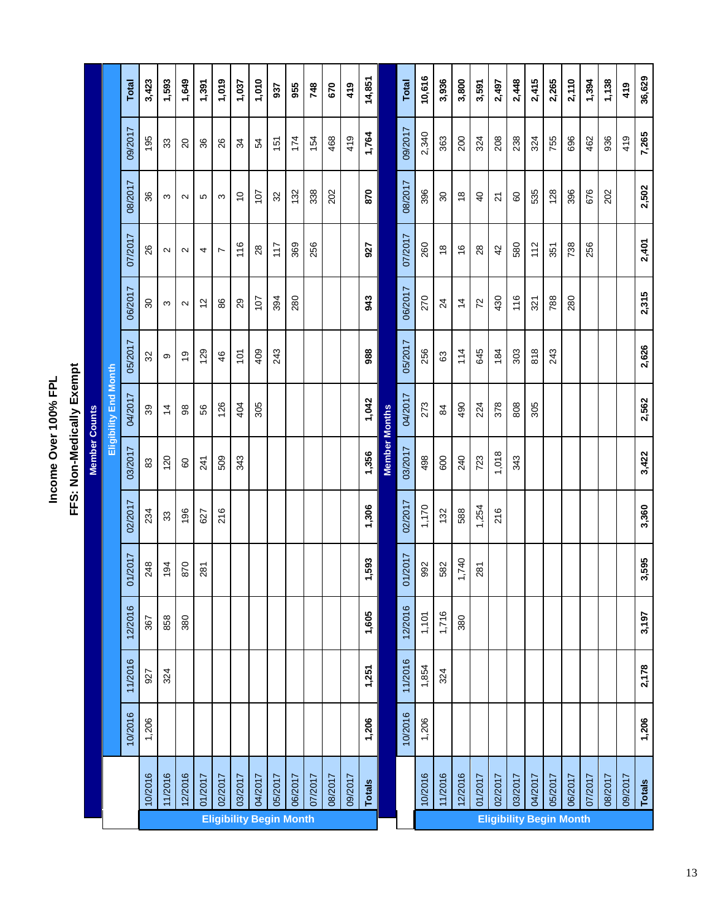# Income Over 100% FPL

## FFS: Non-Medically Exempt

**Member Counts**

| Eligibility Begin Month | Eligibility End Month | | | | | | | | | | | | |
|---|---|---|---|---|---|---|---|---|---|---|---|---|---|
| | 10/2016 | 11/2016 | 12/2016 | 01/2017 | 02/2017 | 03/2017 | 04/2017 | 05/2017 | 06/2017 | 07/2017 | 08/2017 | 09/2017 | Total |
| 10/2016 | 1,206 | 927 | 367 | 248 | 234 | 83 | 39 | 32 | 30 | 26 | 36 | 195 | 3,423 |
| 11/2016 | | 324 | 858 | 194 | 33 | 120 | 14 | 9 | 3 | 2 | 3 | 33 | 1,593 |
| 12/2016 | | | 380 | 870 | 196 | 60 | 98 | 19 | 2 | 2 | 2 | 20 | 1,649 |
| 01/2017 | | | | 281 | 627 | 241 | 56 | 129 | 12 | 4 | 5 | 36 | 1,391 |
| 02/2017 | | | | | 216 | 509 | 126 | 46 | 86 | 7 | 3 | 26 | 1,019 |
| 03/2017 | | | | | | 343 | 404 | 101 | 29 | 116 | 10 | 34 | 1,037 |
| 04/2017 | | | | | | | 305 | 409 | 107 | 28 | 107 | 54 | 1,010 |
| 05/2017 | | | | | | | | 243 | 394 | 117 | 32 | 151 | 937 |
| 06/2017 | | | | | | | | | 280 | 369 | 132 | 174 | 955 |
| 07/2017 | | | | | | | | | | 256 | 338 | 154 | 748 |
| 08/2017 | | | | | | | | | | | 202 | 468 | 670 |
| 09/2017 | | | | | | | | | | | | 419 | 419 |
| **Totals** | **1,206** | **1,251** | **1,605** | **1,593** | **1,306** | **1,356** | **1,042** | **988** | **943** | **927** | **870** | **1,764** | **14,851** |

**Member Months**

| Eligibility Begin Month | 10/2016 | 11/2016 | 12/2016 | 01/2017 | 02/2017 | 03/2017 | 04/2017 | 05/2017 | 06/2017 | 07/2017 | 08/2017 | 09/2017 | Total |
|---|---|---|---|---|---|---|---|---|---|---|---|---|---|
| 10/2016 | 1,206 | 1,854 | 1,101 | 992 | 1,170 | 498 | 273 | 256 | 270 | 260 | 396 | 2,340 | 10,616 |
| 11/2016 | | 324 | 1,716 | 582 | 132 | 600 | 84 | 63 | 24 | 18 | 30 | 363 | 3,936 |
| 12/2016 | | | 380 | 1,740 | 588 | 240 | 490 | 114 | 14 | 16 | 18 | 200 | 3,800 |
| 01/2017 | | | | 281 | 1,254 | 723 | 224 | 645 | 72 | 28 | 40 | 324 | 3,591 |
| 02/2017 | | | | | 216 | 1,018 | 378 | 184 | 430 | 42 | 21 | 208 | 2,497 |
| 03/2017 | | | | | | 343 | 808 | 303 | 116 | 580 | 60 | 238 | 2,448 |
| 04/2017 | | | | | | | 305 | 818 | 321 | 112 | 535 | 324 | 2,415 |
| 05/2017 | | | | | | | | 243 | 788 | 351 | 128 | 755 | 2,265 |
| 06/2017 | | | | | | | | | 280 | 738 | 396 | 696 | 2,110 |
| 07/2017 | | | | | | | | | | 256 | 676 | 462 | 1,394 |
| 08/2017 | | | | | | | | | | | 202 | 936 | 1,138 |
| 09/2017 | | | | | | | | | | | | 419 | 419 |
| **Totals** | **1,206** | **2,178** | **3,197** | **3,595** | **3,360** | **3,422** | **2,562** | **2,626** | **2,315** | **2,401** | **2,502** | **7,265** | **36,629** |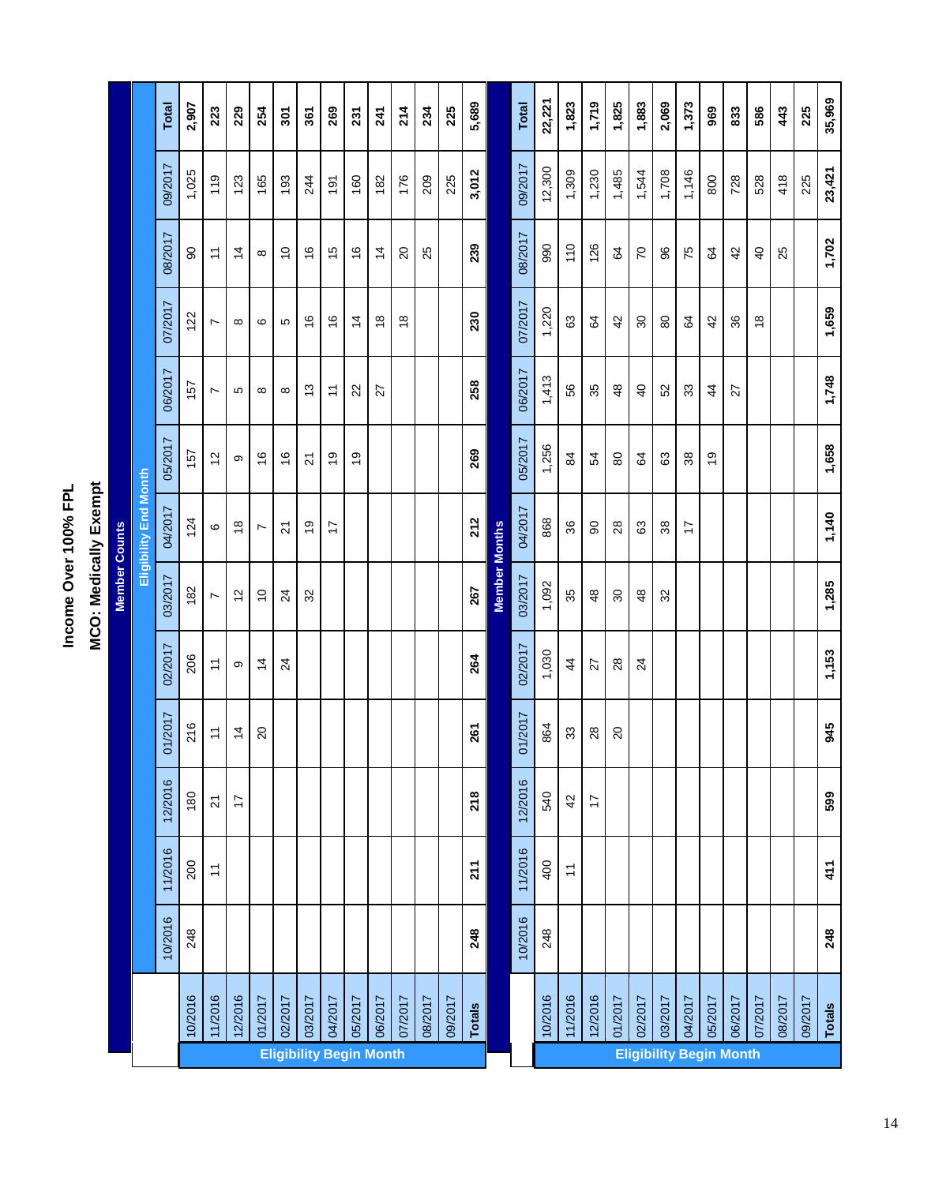# Income Over 100% FPL

## MCO: Medically Exempt

**Member Counts**

| Eligibility Begin Month | Eligibility End Month | | | | | | | | | | | | |
|---|---|---|---|---|---|---|---|---|---|---|---|---|---|
| | 10/2016 | 11/2016 | 12/2016 | 01/2017 | 02/2017 | 03/2017 | 04/2017 | 05/2017 | 06/2017 | 07/2017 | 08/2017 | 09/2017 | Total |
| 10/2016 | 248 | 200 | 180 | 216 | 206 | 182 | 124 | 157 | 157 | 122 | 90 | 1,025 | **2,907** |
| 11/2016 | | 11 | 21 | 11 | 11 | 7 | 6 | 12 | 7 | 7 | 11 | 119 | **223** |
| 12/2016 | | | 17 | 14 | 9 | 12 | 18 | 9 | 5 | 8 | 14 | 123 | **229** |
| 01/2017 | | | | 20 | 14 | 10 | 7 | 16 | 8 | 6 | 8 | 165 | **254** |
| 02/2017 | | | | | 24 | 24 | 21 | 16 | 8 | 5 | 10 | 193 | **301** |
| 03/2017 | | | | | | 32 | 19 | 21 | 13 | 16 | 16 | 244 | **361** |
| 04/2017 | | | | | | | 17 | 19 | 11 | 16 | 15 | 191 | **269** |
| 05/2017 | | | | | | | | 19 | 22 | 14 | 16 | 160 | **231** |
| 06/2017 | | | | | | | | | 27 | 18 | 14 | 182 | **241** |
| 07/2017 | | | | | | | | | | 18 | 20 | 176 | **214** |
| 08/2017 | | | | | | | | | | | 25 | 209 | **234** |
| 09/2017 | | | | | | | | | | | | 225 | **225** |
| **Totals** | **248** | **211** | **218** | **261** | **264** | **267** | **212** | **269** | **258** | **230** | **239** | **3,012** | **5,689** |

**Member Months**

| Eligibility Begin Month | 10/2016 | 11/2016 | 12/2016 | 01/2017 | 02/2017 | 03/2017 | 04/2017 | 05/2017 | 06/2017 | 07/2017 | 08/2017 | 09/2017 | Total |
|---|---|---|---|---|---|---|---|---|---|---|---|---|---|
| 10/2016 | 248 | 400 | 540 | 864 | 1,030 | 1,092 | 868 | 1,256 | 1,413 | 1,220 | 990 | 12,300 | **22,221** |
| 11/2016 | | 11 | 42 | 33 | 44 | 35 | 36 | 84 | 56 | 63 | 110 | 1,309 | **1,823** |
| 12/2016 | | | 17 | 28 | 27 | 48 | 90 | 54 | 35 | 64 | 126 | 1,230 | **1,719** |
| 01/2017 | | | | 20 | 28 | 30 | 28 | 80 | 48 | 42 | 64 | 1,485 | **1,825** |
| 02/2017 | | | | | 24 | 48 | 63 | 64 | 40 | 30 | 70 | 1,544 | **1,883** |
| 03/2017 | | | | | | 32 | 38 | 63 | 52 | 80 | 96 | 1,708 | **2,069** |
| 04/2017 | | | | | | | 17 | 38 | 33 | 64 | 75 | 1,146 | **1,373** |
| 05/2017 | | | | | | | | 19 | 44 | 42 | 64 | 800 | **969** |
| 06/2017 | | | | | | | | | 27 | 36 | 42 | 728 | **833** |
| 07/2017 | | | | | | | | | | 18 | 40 | 528 | **586** |
| 08/2017 | | | | | | | | | | | 25 | 418 | **443** |
| 09/2017 | | | | | | | | | | | | 225 | **225** |
| **Totals** | **248** | **411** | **599** | **945** | **1,153** | **1,285** | **1,140** | **1,658** | **1,748** | **1,659** | **1,702** | **23,421** | **35,969** |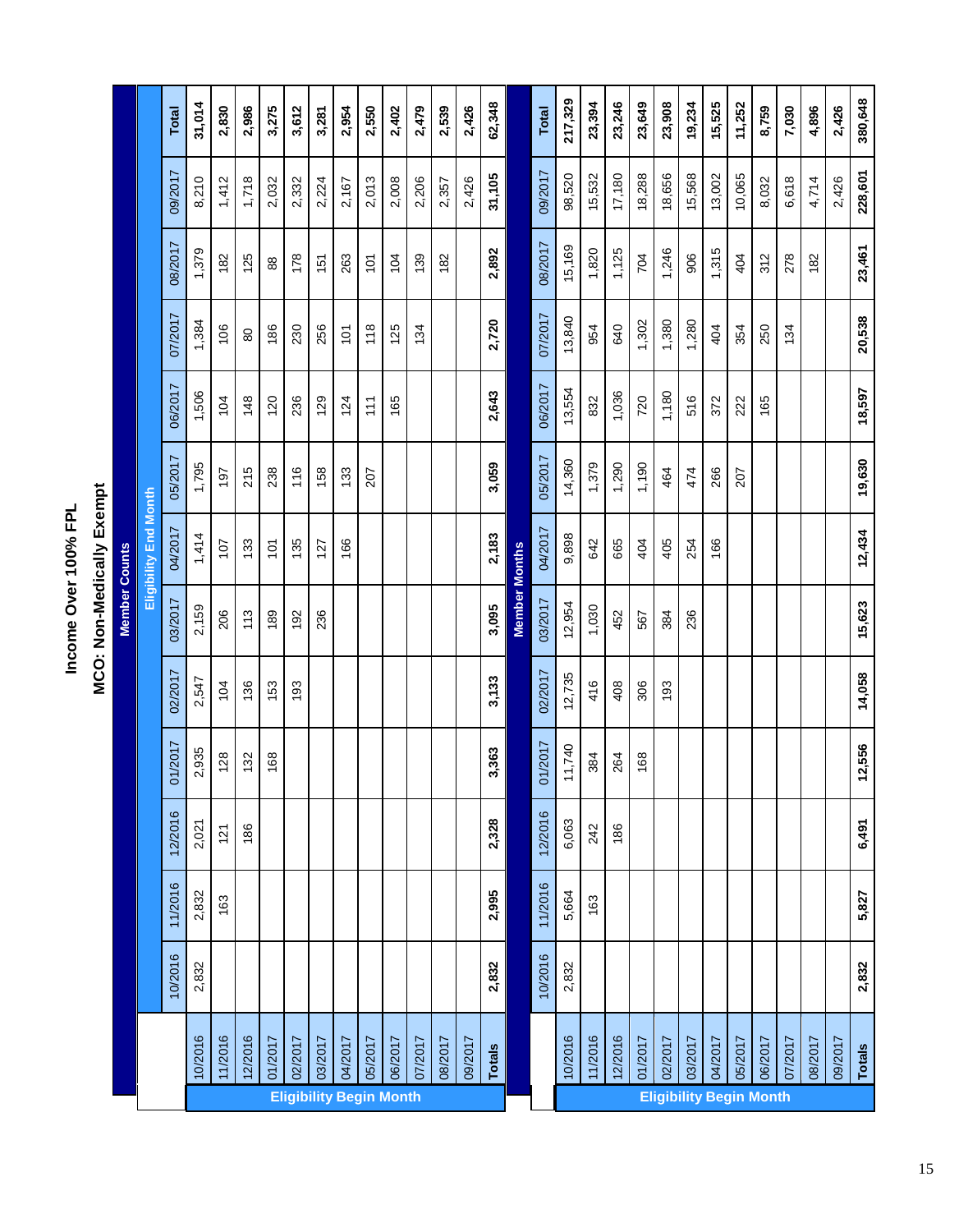# Income Over 100% FPL

## MCO: Non-Medically Exempt

### Member Counts

| Eligibility Begin Month | Eligibility End Month | | | | | | | | | | | | |
|---|---|---|---|---|---|---|---|---|---|---|---|---|---|
| | 10/2016 | 11/2016 | 12/2016 | 01/2017 | 02/2017 | 03/2017 | 04/2017 | 05/2017 | 06/2017 | 07/2017 | 08/2017 | 09/2017 | Total |
| 10/2016 | 2,832 | 2,832 | 2,021 | 2,935 | 2,547 | 2,159 | 1,414 | 1,795 | 1,506 | 1,384 | 1,379 | 8,210 | **31,014** |
| 11/2016 | | 163 | 121 | 128 | 104 | 206 | 107 | 197 | 104 | 106 | 182 | 1,412 | **2,830** |
| 12/2016 | | | 186 | 132 | 136 | 113 | 133 | 215 | 148 | 80 | 125 | 1,718 | **2,986** |
| 01/2017 | | | | 168 | 153 | 189 | 101 | 238 | 120 | 186 | 88 | 2,032 | **3,275** |
| 02/2017 | | | | | 193 | 192 | 135 | 116 | 236 | 230 | 178 | 2,332 | **3,612** |
| 03/2017 | | | | | | 236 | 127 | 158 | 129 | 256 | 151 | 2,224 | **3,281** |
| 04/2017 | | | | | | | 166 | 133 | 124 | 101 | 263 | 2,167 | **2,954** |
| 05/2017 | | | | | | | | 207 | 111 | 118 | 101 | 2,013 | **2,550** |
| 06/2017 | | | | | | | | | 165 | 125 | 104 | 2,008 | **2,402** |
| 07/2017 | | | | | | | | | | 134 | 139 | 2,206 | **2,479** |
| 08/2017 | | | | | | | | | | | 182 | 2,357 | **2,539** |
| 09/2017 | | | | | | | | | | | | 2,426 | **2,426** |
| **Totals** | **2,832** | **2,995** | **2,328** | **3,363** | **3,133** | **3,095** | **2,183** | **3,059** | **2,643** | **2,720** | **2,892** | **31,105** | **62,348** |

### Member Months

| Eligibility Begin Month | | | | | | | | | | | | | |
|---|---|---|---|---|---|---|---|---|---|---|---|---|---|
| | 10/2016 | 11/2016 | 12/2016 | 01/2017 | 02/2017 | 03/2017 | 04/2017 | 05/2017 | 06/2017 | 07/2017 | 08/2017 | 09/2017 | Total |
| 10/2016 | 2,832 | 5,664 | 6,063 | 11,740 | 12,735 | 12,954 | 9,898 | 14,360 | 13,554 | 13,840 | 15,169 | 98,520 | **217,329** |
| 11/2016 | | 163 | 242 | 384 | 416 | 1,030 | 642 | 1,379 | 832 | 954 | 1,820 | 15,532 | **23,394** |
| 12/2016 | | | 186 | 264 | 408 | 452 | 665 | 1,290 | 1,036 | 640 | 1,125 | 17,180 | **23,246** |
| 01/2017 | | | | 168 | 306 | 567 | 404 | 1,190 | 720 | 1,302 | 704 | 18,288 | **23,649** |
| 02/2017 | | | | | 193 | 384 | 405 | 464 | 1,180 | 1,380 | 1,246 | 18,656 | **23,908** |
| 03/2017 | | | | | | 236 | 254 | 474 | 516 | 1,280 | 906 | 15,568 | **19,234** |
| 04/2017 | | | | | | | 166 | 266 | 372 | 404 | 1,315 | 13,002 | **15,525** |
| 05/2017 | | | | | | | | 207 | 222 | 354 | 404 | 10,065 | **11,252** |
| 06/2017 | | | | | | | | | 165 | 250 | 312 | 8,032 | **8,759** |
| 07/2017 | | | | | | | | | | 134 | 278 | 6,618 | **7,030** |
| 08/2017 | | | | | | | | | | | 182 | 4,714 | **4,896** |
| 09/2017 | | | | | | | | | | | | 2,426 | **2,426** |
| **Totals** | **2,832** | **5,827** | **6,491** | **12,556** | **14,058** | **15,623** | **12,434** | **19,630** | **18,597** | **20,538** | **23,461** | **228,601** | **380,648** |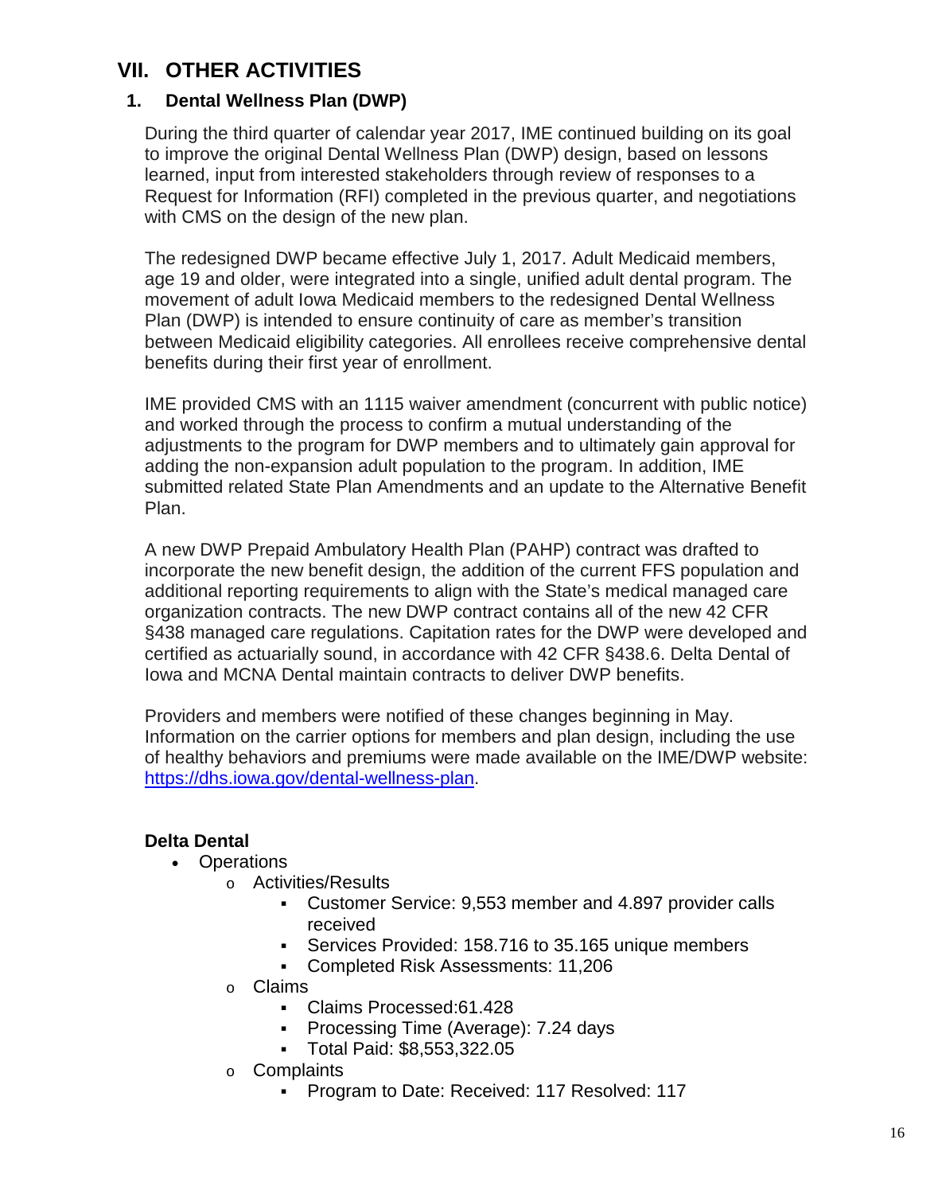# VII. OTHER ACTIVITIES

## 1. Dental Wellness Plan (DWP)

During the third quarter of calendar year 2017, IME continued building on its goal to improve the original Dental Wellness Plan (DWP) design, based on lessons learned, input from interested stakeholders through review of responses to a Request for Information (RFI) completed in the previous quarter, and negotiations with CMS on the design of the new plan.

The redesigned DWP became effective July 1, 2017. Adult Medicaid members, age 19 and older, were integrated into a single, unified adult dental program. The movement of adult Iowa Medicaid members to the redesigned Dental Wellness Plan (DWP) is intended to ensure continuity of care as member's transition between Medicaid eligibility categories. All enrollees receive comprehensive dental benefits during their first year of enrollment.

IME provided CMS with an 1115 waiver amendment (concurrent with public notice) and worked through the process to confirm a mutual understanding of the adjustments to the program for DWP members and to ultimately gain approval for adding the non-expansion adult population to the program. In addition, IME submitted related State Plan Amendments and an update to the Alternative Benefit Plan.

A new DWP Prepaid Ambulatory Health Plan (PAHP) contract was drafted to incorporate the new benefit design, the addition of the current FFS population and additional reporting requirements to align with the State's medical managed care organization contracts. The new DWP contract contains all of the new 42 CFR §438 managed care regulations. Capitation rates for the DWP were developed and certified as actuarially sound, in accordance with 42 CFR §438.6. Delta Dental of Iowa and MCNA Dental maintain contracts to deliver DWP benefits.

Providers and members were notified of these changes beginning in May. Information on the carrier options for members and plan design, including the use of healthy behaviors and premiums were made available on the IME/DWP website: [https://dhs.iowa.gov/dental-wellness-plan](https://dhs.iowa.gov/dental-wellness-plan).

**Delta Dental**

- Operations
  - Activities/Results
    - Customer Service: 9,553 member and 4.897 provider calls received
    - Services Provided: 158.716 to 35.165 unique members
    - Completed Risk Assessments: 11,206
  - Claims
    - Claims Processed:61.428
    - Processing Time (Average): 7.24 days
    - Total Paid: $8,553,322.05
  - Complaints
    - Program to Date: Received: 117 Resolved: 117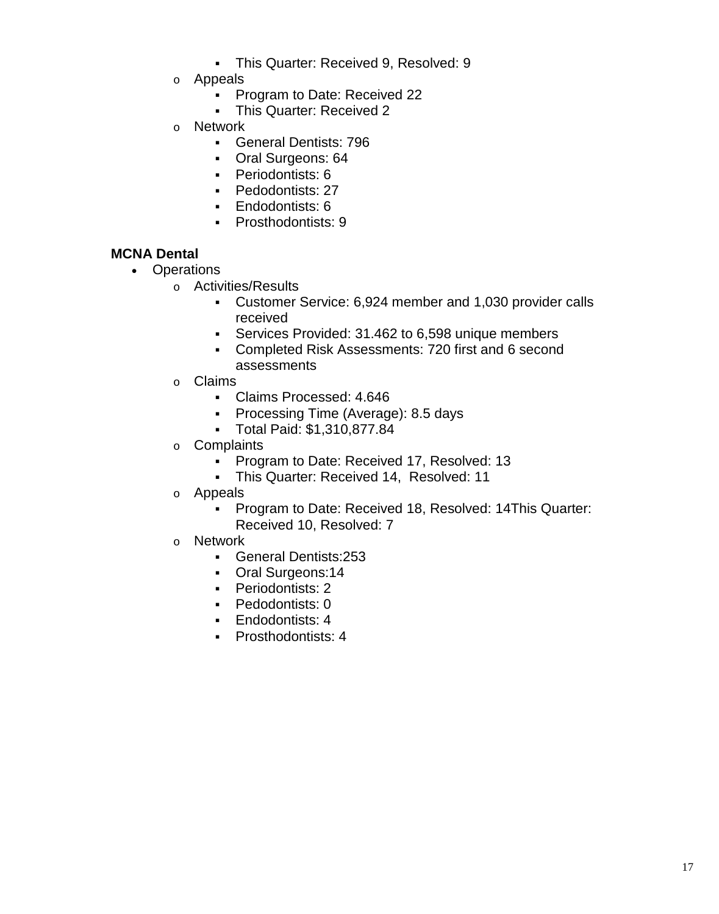- This Quarter: Received 9, Resolved: 9
    - Appeals
        - Program to Date: Received 22
        - This Quarter: Received 2
    - Network
        - General Dentists: 796
        - Oral Surgeons: 64
        - Periodontists: 6
        - Pedodontists: 27
        - Endodontists: 6
        - Prosthodontists: 9

**MCNA Dental**

- Operations
    - Activities/Results
        - Customer Service: 6,924 member and 1,030 provider calls received
        - Services Provided: 31.462 to 6,598 unique members
        - Completed Risk Assessments: 720 first and 6 second assessments
    - Claims
        - Claims Processed: 4.646
        - Processing Time (Average): 8.5 days
        - Total Paid: $1,310,877.84
    - Complaints
        - Program to Date: Received 17, Resolved: 13
        - This Quarter: Received 14, Resolved: 11
    - Appeals
        - Program to Date: Received 18, Resolved: 14This Quarter: Received 10, Resolved: 7
    - Network
        - General Dentists:253
        - Oral Surgeons:14
        - Periodontists: 2
        - Pedodontists: 0
        - Endodontists: 4
        - Prosthodontists: 4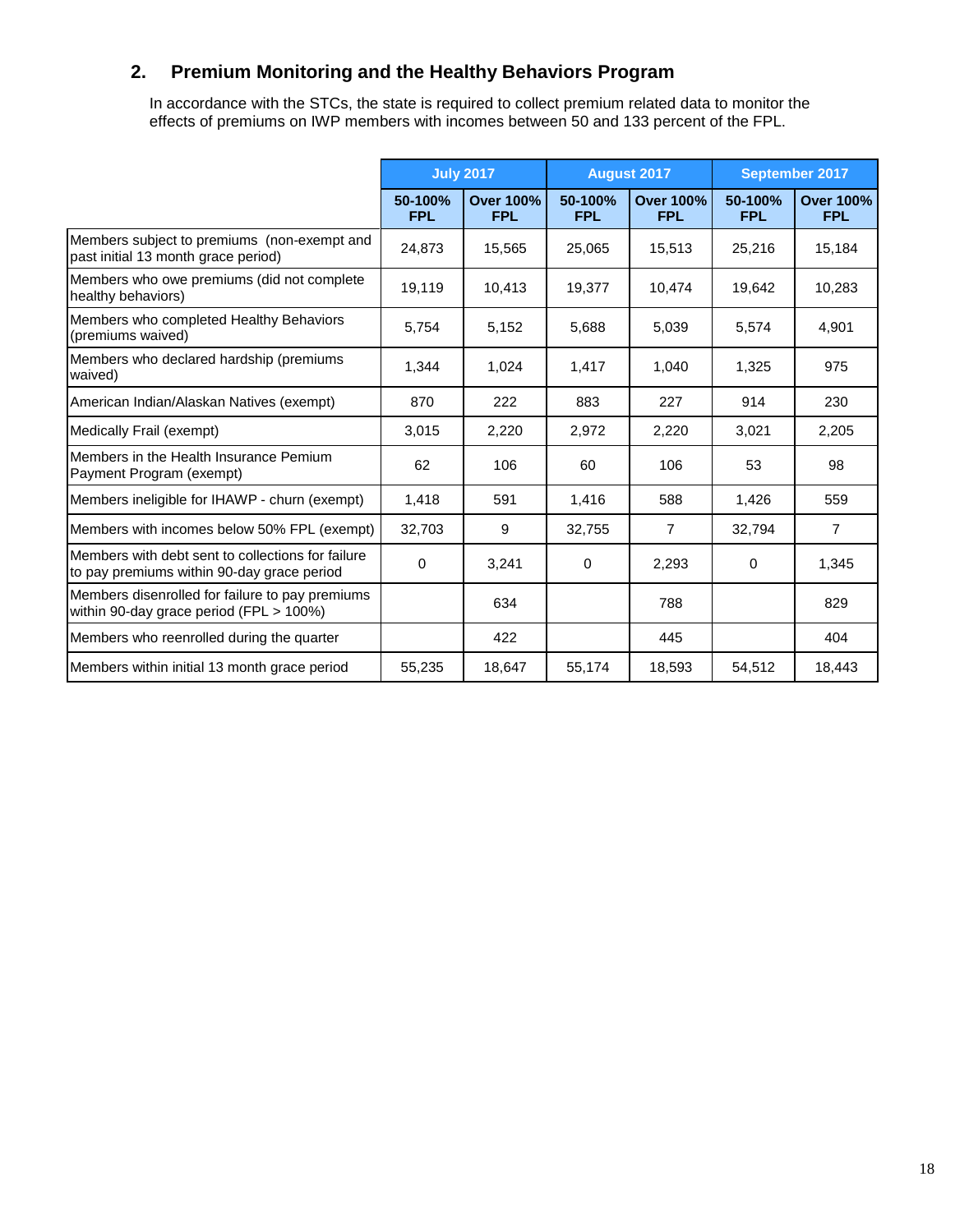## 2. Premium Monitoring and the Healthy Behaviors Program

In accordance with the STCs, the state is required to collect premium related data to monitor the effects of premiums on IWP members with incomes between 50 and 133 percent of the FPL.

| | July 2017 | | August 2017 | | September 2017 | |
|---|---|---|---|---|---|---|
| | 50-100% FPL | Over 100% FPL | 50-100% FPL | Over 100% FPL | 50-100% FPL | Over 100% FPL |
| Members subject to premiums (non-exempt and past initial 13 month grace period) | 24,873 | 15,565 | 25,065 | 15,513 | 25,216 | 15,184 |
| Members who owe premiums (did not complete healthy behaviors) | 19,119 | 10,413 | 19,377 | 10,474 | 19,642 | 10,283 |
| Members who completed Healthy Behaviors (premiums waived) | 5,754 | 5,152 | 5,688 | 5,039 | 5,574 | 4,901 |
| Members who declared hardship (premiums waived) | 1,344 | 1,024 | 1,417 | 1,040 | 1,325 | 975 |
| American Indian/Alaskan Natives (exempt) | 870 | 222 | 883 | 227 | 914 | 230 |
| Medically Frail (exempt) | 3,015 | 2,220 | 2,972 | 2,220 | 3,021 | 2,205 |
| Members in the Health Insurance Pemium Payment Program (exempt) | 62 | 106 | 60 | 106 | 53 | 98 |
| Members ineligible for IHAWP - churn (exempt) | 1,418 | 591 | 1,416 | 588 | 1,426 | 559 |
| Members with incomes below 50% FPL (exempt) | 32,703 | 9 | 32,755 | 7 | 32,794 | 7 |
| Members with debt sent to collections for failure to pay premiums within 90-day grace period | 0 | 3,241 | 0 | 2,293 | 0 | 1,345 |
| Members disenrolled for failure to pay premiums within 90-day grace period (FPL > 100%) | | 634 | | 788 | | 829 |
| Members who reenrolled during the quarter | | 422 | | 445 | | 404 |
| Members within initial 13 month grace period | 55,235 | 18,647 | 55,174 | 18,593 | 54,512 | 18,443 |